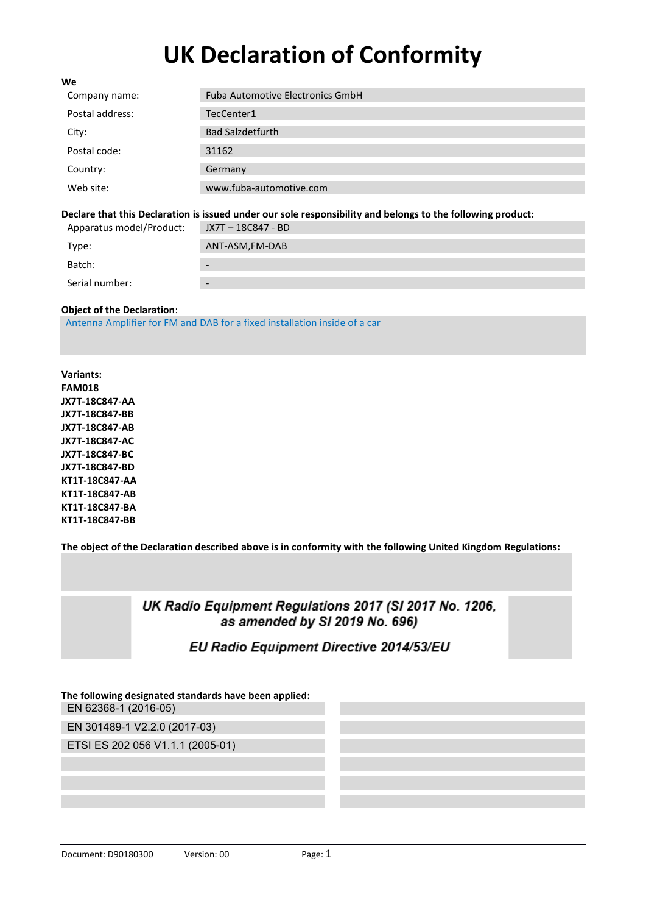# UK Declaration of Conformity

**We**

| | |
|---|---|
| Company name: | Fuba Automotive Electronics GmbH |
| Postal address: | TecCenter1 |
| City: | Bad Salzdetfurth |
| Postal code: | 31162 |
| Country: | Germany |
| Web site: | www.fuba-automotive.com |

**Declare that this Declaration is issued under our sole responsibility and belongs to the following product:**

| | |
|---|---|
| Apparatus model/Product: | JX7T – 18C847 - BD |
| Type: | ANT-ASM,FM-DAB |
| Batch: | - |
| Serial number: | - |

**Object of the Declaration**:

Antenna Amplifier for FM and DAB for a fixed installation inside of a car

**Variants:**
**FAM018**
**JX7T-18C847-AA**
**JX7T-18C847-BB**
**JX7T-18C847-AB**
**JX7T-18C847-AC**
**JX7T-18C847-BC**
**JX7T-18C847-BD**
**KT1T-18C847-AA**
**KT1T-18C847-AB**
**KT1T-18C847-BA**
**KT1T-18C847-BB**

**The object of the Declaration described above is in conformity with the following United Kingdom Regulations:**

*UK Radio Equipment Regulations 2017 (SI 2017 No. 1206, as amended by SI 2019 No. 696)*

*EU Radio Equipment Directive 2014/53/EU*

**The following designated standards have been applied:**

EN 62368-1 (2016-05)

EN 301489-1 V2.2.0 (2017-03)

ETSI ES 202 056 V1.1.1 (2005-01)

Document: D90180300 Version: 00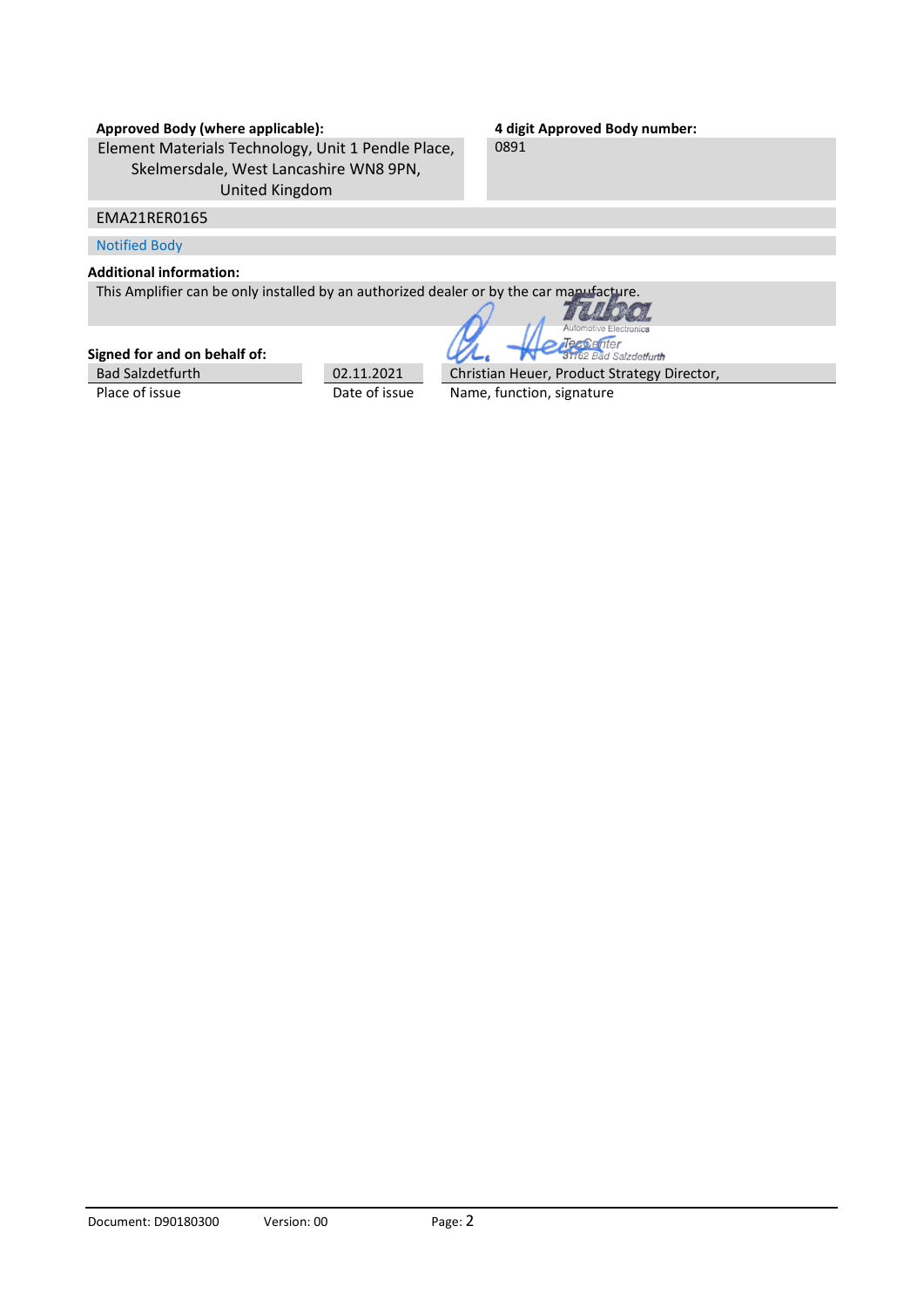**Approved Body (where applicable):**

Element Materials Technology, Unit 1 Pendle Place, Skelmersdale, West Lancashire WN8 9PN, United Kingdom

**4 digit Approved Body number:**

0891

EMA21RER0165

Notified Body

**Additional information:**

This Amplifier can be only installed by an authorized dealer or by the car manufacture.

**Signed for and on behalf of:**

| | | |
|---|---|---|
| Bad Salzdetfurth | 02.11.2021 | Christian Heuer, Product Strategy Director, |
| Place of issue | Date of issue | Name, function, signature |

fuba Automotive Electronics TecCenter 31162 Bad Salzdetfurth